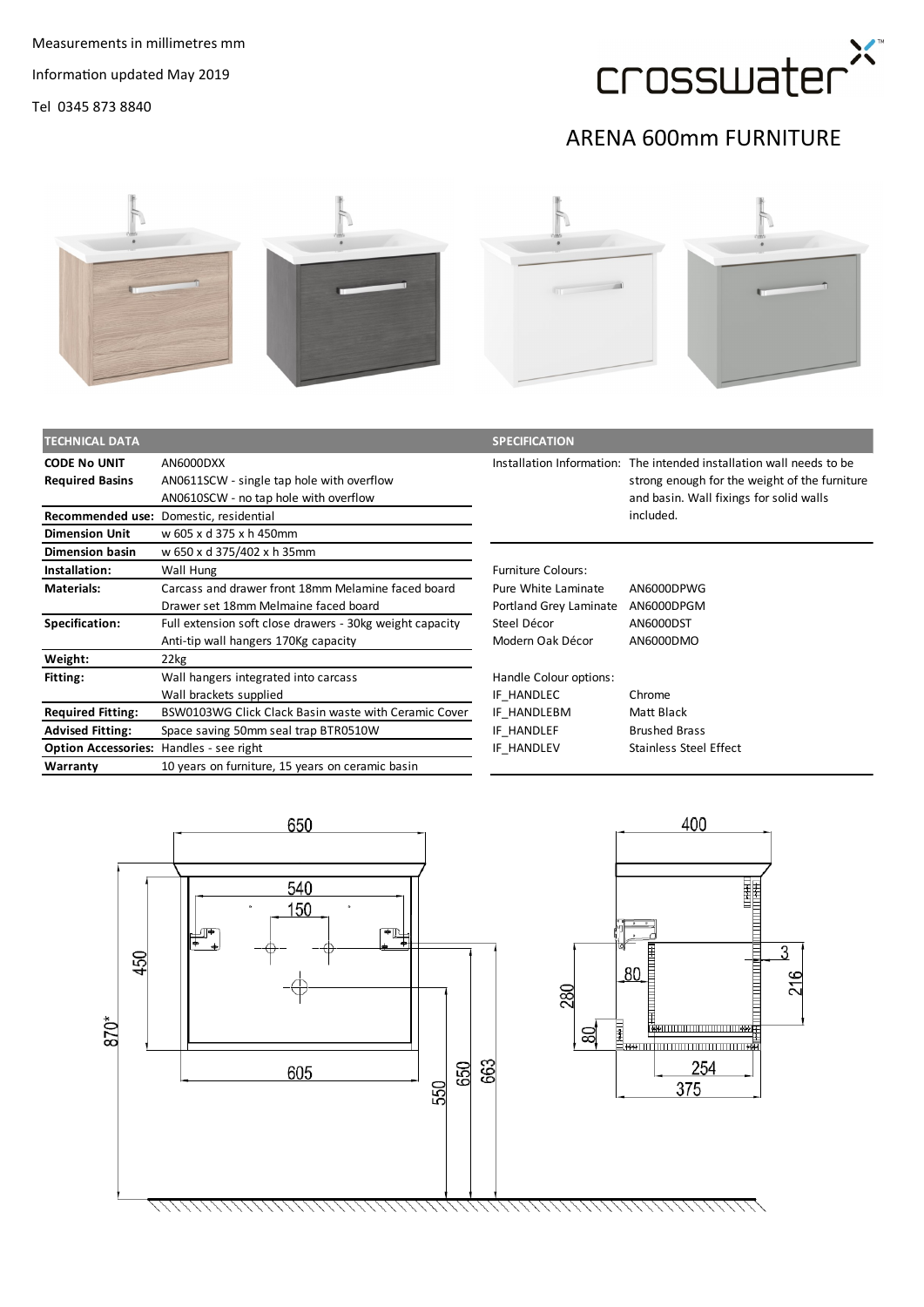Measurements in millimetres mm

Information updated May 2019

Tel 0345 873 8840

crosswater

# ARENA 600mm FURNITURE

| TECHNICAL DATA | |
|---|---|
| **CODE No UNIT** | AN6000DXX |
| **Required Basins** | AN0611SCW - single tap hole with overflow<br>AN0610SCW - no tap hole with overflow |
| **Recommended use:** | Domestic, residential |
| **Dimension Unit** | w 605 x d 375 x h 450mm |
| **Dimension basin** | w 650 x d 375/402 x h 35mm |
| **Installation:** | Wall Hung |
| **Materials:** | Carcass and drawer front 18mm Melamine faced board<br>Drawer set 18mm Melmaine faced board |
| **Specification:** | Full extension soft close drawers - 30kg weight capacity<br>Anti-tip wall hangers 170Kg capacity |
| **Weight:** | 22kg |
| **Fitting:** | Wall hangers integrated into carcass<br>Wall brackets supplied |
| **Required Fitting:** | BSW0103WG Click Clack Basin waste with Ceramic Cover |
| **Advised Fitting:** | Space saving 50mm seal trap BTR0510W |
| **Option Accessories:** | Handles - see right |
| **Warranty** | 10 years on furniture, 15 years on ceramic basin |

| SPECIFICATION | |
|---|---|
| Installation Information: | The intended installation wall needs to be strong enough for the weight of the furniture and basin. Wall fixings for solid walls included. |
| Furniture Colours: | |
| Pure White Laminate | AN6000DPWG |
| Portland Grey Laminate | AN6000DPGM |
| Steel Décor | AN6000DST |
| Modern Oak Décor | AN6000DMO |
| Handle Colour options: | |
| IF_HANDLEC | Chrome |
| IF_HANDLEBM | Matt Black |
| IF_HANDLEF | Brushed Brass |
| IF_HANDLEV | Stainless Steel Effect |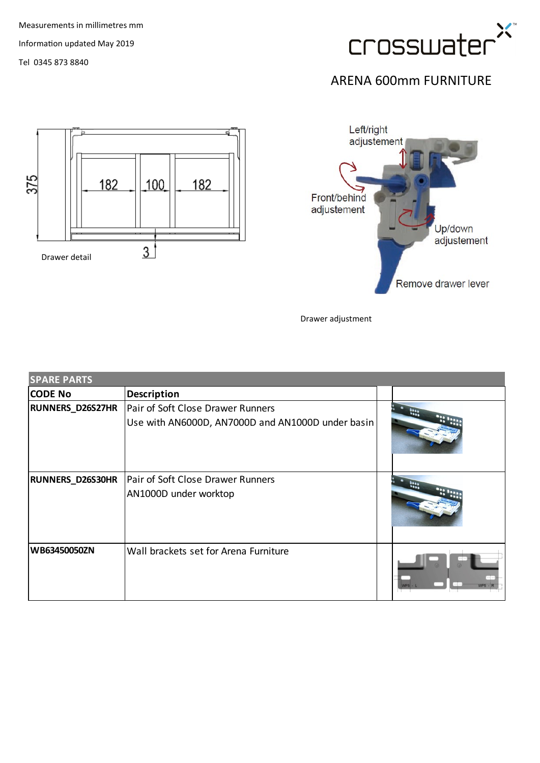Measurements in millimetres mm

Information updated May 2019

Tel 0345 873 8840

crosswater

## ARENA 600mm FURNITURE

375

182

100

182

3

Drawer detail

Left/right adjustement

Front/behind adjustement

Up/down adjustement

Remove drawer lever

Drawer adjustment

| SPARE PARTS | | | |
|---|---|---|---|
| **CODE No** | **Description** | | |
| **RUNNERS_D26S27HR** | Pair of Soft Close Drawer Runners<br>Use with AN6000D, AN7000D and AN1000D under basin | | |
| **RUNNERS_D26S30HR** | Pair of Soft Close Drawer Runners<br>AN1000D under worktop | | |
| **WB63450050ZN** | Wall brackets set for Arena Furniture | | |